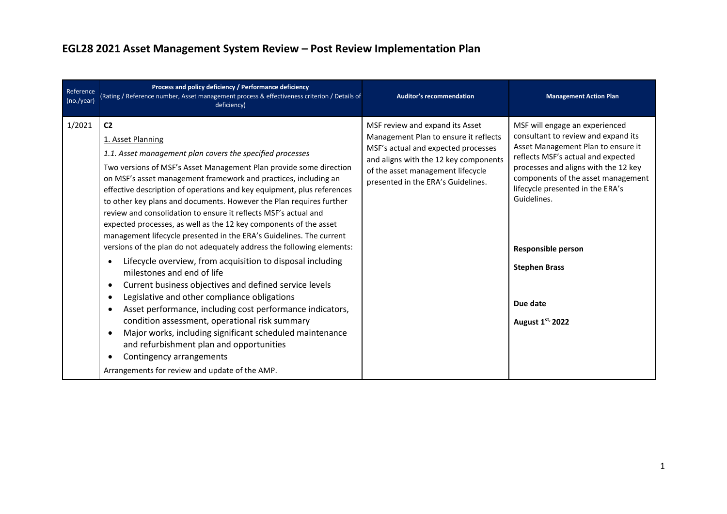# EGL28 2021 Asset Management System Review – Post Review Implementation Plan

| Reference (no./year) | **Process and policy deficiency / Performance deficiency** (Rating / Reference number, Asset management process & effectiveness criterion / Details of deficiency) | **Auditor's recommendation** | **Management Action Plan** |
|---|---|---|---|
| 1/2021 | **C2**<br><br>1. Asset Planning<br><br>*1.1. Asset management plan covers the specified processes*<br><br>Two versions of MSF's Asset Management Plan provide some direction on MSF's asset management framework and practices, including an effective description of operations and key equipment, plus references to other key plans and documents. However the Plan requires further review and consolidation to ensure it reflects MSF's actual and expected processes, as well as the 12 key components of the asset management lifecycle presented in the ERA's Guidelines. The current versions of the plan do not adequately address the following elements:<br><br>• Lifecycle overview, from acquisition to disposal including milestones and end of life<br>• Current business objectives and defined service levels<br>• Legislative and other compliance obligations<br>• Asset performance, including cost performance indicators, condition assessment, operational risk summary<br>• Major works, including significant scheduled maintenance and refurbishment plan and opportunities<br>• Contingency arrangements<br><br>Arrangements for review and update of the AMP. | MSF review and expand its Asset Management Plan to ensure it reflects MSF's actual and expected processes and aligns with the 12 key components of the asset management lifecycle presented in the ERA's Guidelines. | MSF will engage an experienced consultant to review and expand its Asset Management Plan to ensure it reflects MSF's actual and expected processes and aligns with the 12 key components of the asset management lifecycle presented in the ERA's Guidelines.<br><br>**Responsible person**<br><br>**Stephen Brass**<br><br>**Due date**<br><br>**August 1st, 2022** |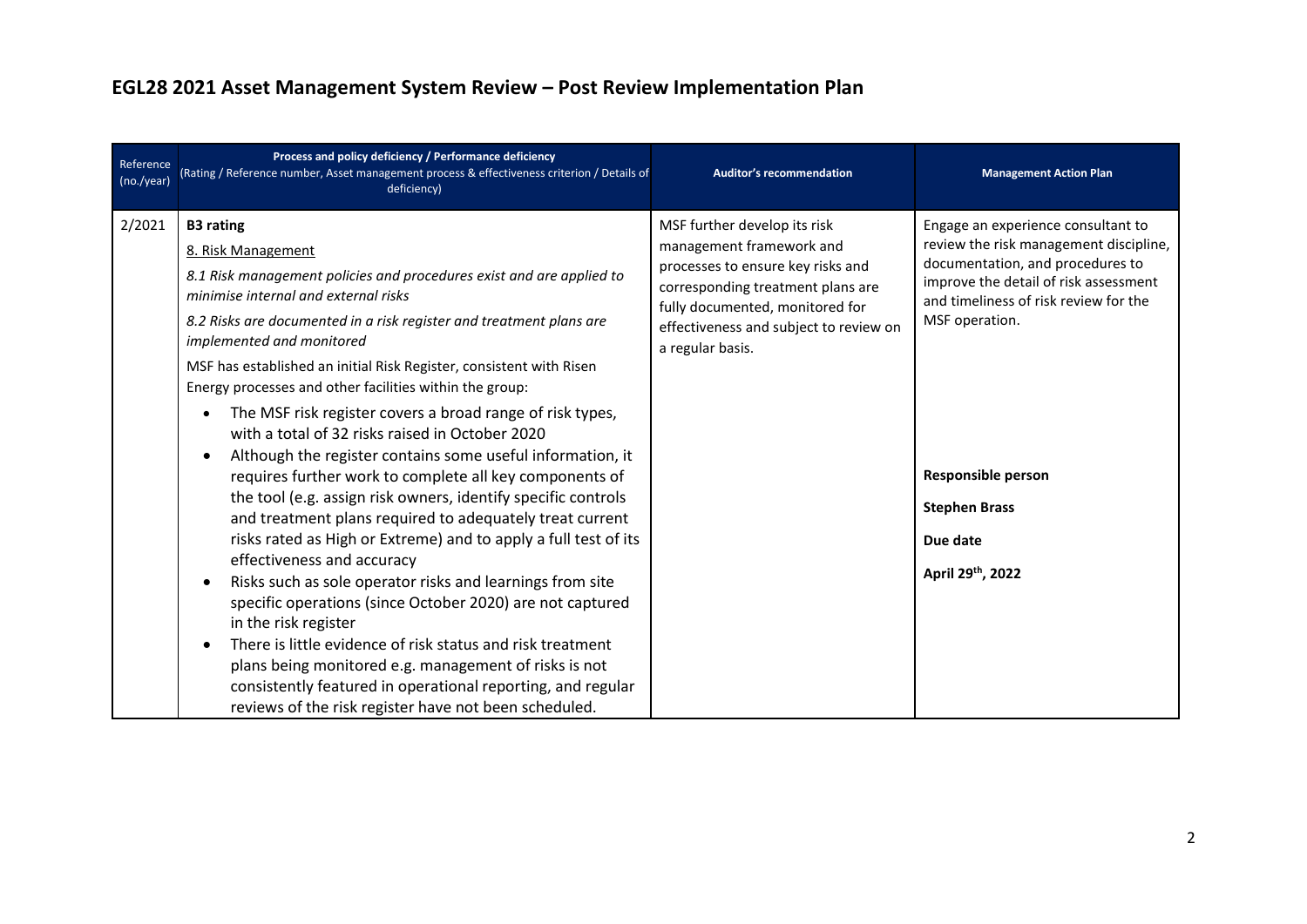# EGL28 2021 Asset Management System Review – Post Review Implementation Plan

| Reference (no./year) | Process and policy deficiency / Performance deficiency (Rating / Reference number, Asset management process & effectiveness criterion / Details of deficiency) | Auditor's recommendation | Management Action Plan |
|---|---|---|---|
| 2/2021 | **B3 rating**<br><br>8. Risk Management<br><br>*8.1 Risk management policies and procedures exist and are applied to minimise internal and external risks*<br><br>*8.2 Risks are documented in a risk register and treatment plans are implemented and monitored*<br><br>MSF has established an initial Risk Register, consistent with Risen Energy processes and other facilities within the group:<br><br>• The MSF risk register covers a broad range of risk types, with a total of 32 risks raised in October 2020<br>• Although the register contains some useful information, it requires further work to complete all key components of the tool (e.g. assign risk owners, identify specific controls and treatment plans required to adequately treat current risks rated as High or Extreme) and to apply a full test of its effectiveness and accuracy<br>• Risks such as sole operator risks and learnings from site specific operations (since October 2020) are not captured in the risk register<br>• There is little evidence of risk status and risk treatment plans being monitored e.g. management of risks is not consistently featured in operational reporting, and regular reviews of the risk register have not been scheduled. | MSF further develop its risk management framework and processes to ensure key risks and corresponding treatment plans are fully documented, monitored for effectiveness and subject to review on a regular basis. | Engage an experience consultant to review the risk management discipline, documentation, and procedures to improve the detail of risk assessment and timeliness of risk review for the MSF operation.<br><br>**Responsible person**<br><br>**Stephen Brass**<br><br>**Due date**<br><br>**April 29th, 2022** |